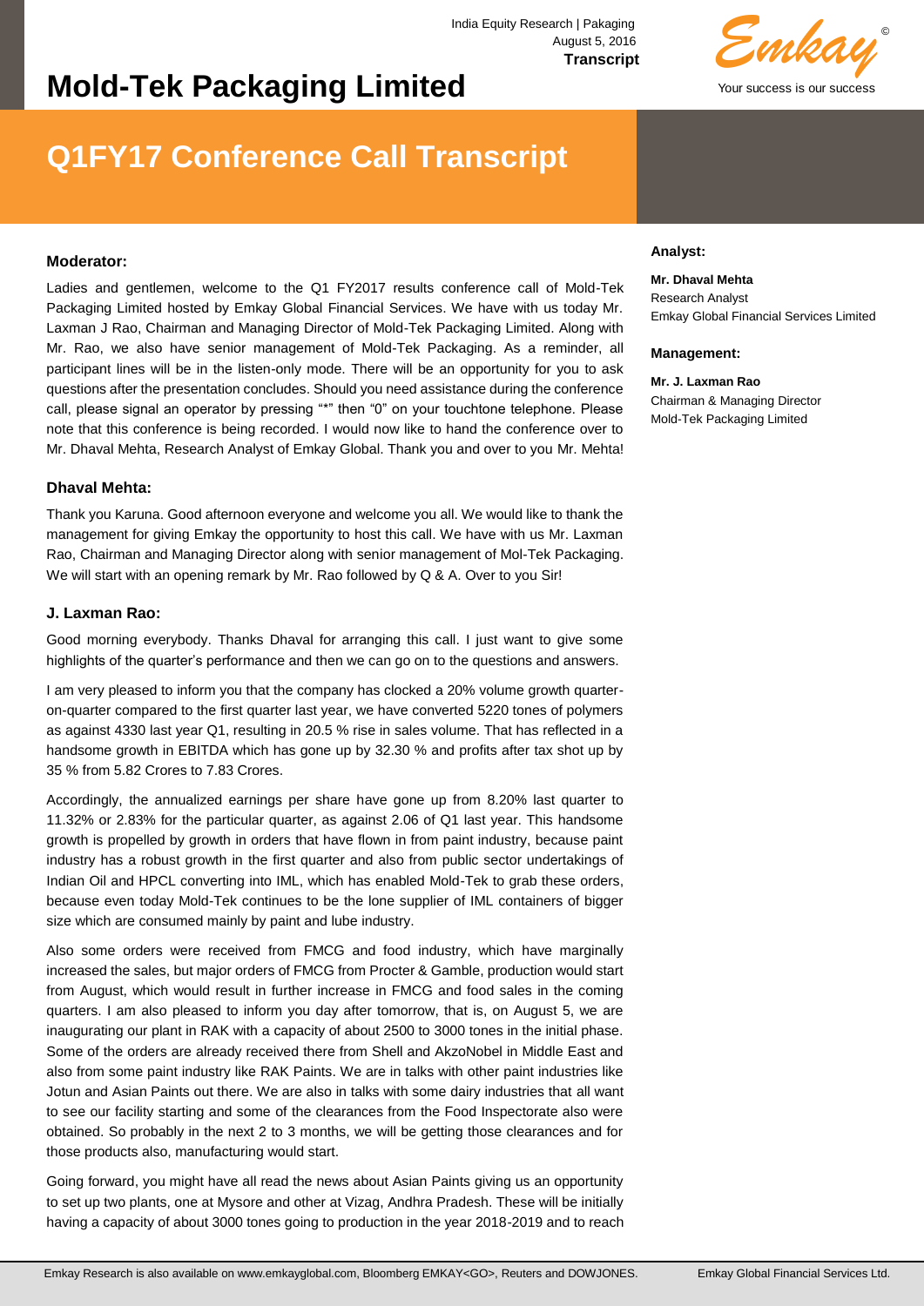India Equity Research | Pakaging
August 5, 2016
**Transcript**

# Mold-Tek Packaging Limited

## Q1FY17 Conference Call Transcript

**Analyst:**

**Mr. Dhaval Mehta**
Research Analyst
Emkay Global Financial Services Limited

**Management:**

**Mr. J. Laxman Rao**
Chairman & Managing Director
Mold-Tek Packaging Limited

### Moderator:

Ladies and gentlemen, welcome to the Q1 FY2017 results conference call of Mold-Tek Packaging Limited hosted by Emkay Global Financial Services. We have with us today Mr. Laxman J Rao, Chairman and Managing Director of Mold-Tek Packaging Limited. Along with Mr. Rao, we also have senior management of Mold-Tek Packaging. As a reminder, all participant lines will be in the listen-only mode. There will be an opportunity for you to ask questions after the presentation concludes. Should you need assistance during the conference call, please signal an operator by pressing "*" then "0" on your touchtone telephone. Please note that this conference is being recorded. I would now like to hand the conference over to Mr. Dhaval Mehta, Research Analyst of Emkay Global. Thank you and over to you Mr. Mehta!

### Dhaval Mehta:

Thank you Karuna. Good afternoon everyone and welcome you all. We would like to thank the management for giving Emkay the opportunity to host this call. We have with us Mr. Laxman Rao, Chairman and Managing Director along with senior management of Mol-Tek Packaging. We will start with an opening remark by Mr. Rao followed by Q & A. Over to you Sir!

### J. Laxman Rao:

Good morning everybody. Thanks Dhaval for arranging this call. I just want to give some highlights of the quarter's performance and then we can go on to the questions and answers.

I am very pleased to inform you that the company has clocked a 20% volume growth quarter-on-quarter compared to the first quarter last year, we have converted 5220 tones of polymers as against 4330 last year Q1, resulting in 20.5 % rise in sales volume. That has reflected in a handsome growth in EBITDA which has gone up by 32.30 % and profits after tax shot up by 35 % from 5.82 Crores to 7.83 Crores.

Accordingly, the annualized earnings per share have gone up from 8.20% last quarter to 11.32% or 2.83% for the particular quarter, as against 2.06 of Q1 last year. This handsome growth is propelled by growth in orders that have flown in from paint industry, because paint industry has a robust growth in the first quarter and also from public sector undertakings of Indian Oil and HPCL converting into IML, which has enabled Mold-Tek to grab these orders, because even today Mold-Tek continues to be the lone supplier of IML containers of bigger size which are consumed mainly by paint and lube industry.

Also some orders were received from FMCG and food industry, which have marginally increased the sales, but major orders of FMCG from Procter & Gamble, production would start from August, which would result in further increase in FMCG and food sales in the coming quarters. I am also pleased to inform you day after tomorrow, that is, on August 5, we are inaugurating our plant in RAK with a capacity of about 2500 to 3000 tones in the initial phase. Some of the orders are already received there from Shell and AkzoNobel in Middle East and also from some paint industry like RAK Paints. We are in talks with other paint industries like Jotun and Asian Paints out there. We are also in talks with some dairy industries that all want to see our facility starting and some of the clearances from the Food Inspectorate also were obtained. So probably in the next 2 to 3 months, we will be getting those clearances and for those products also, manufacturing would start.

Going forward, you might have all read the news about Asian Paints giving us an opportunity to set up two plants, one at Mysore and other at Vizag, Andhra Pradesh. These will be initially having a capacity of about 3000 tones going to production in the year 2018-2019 and to reach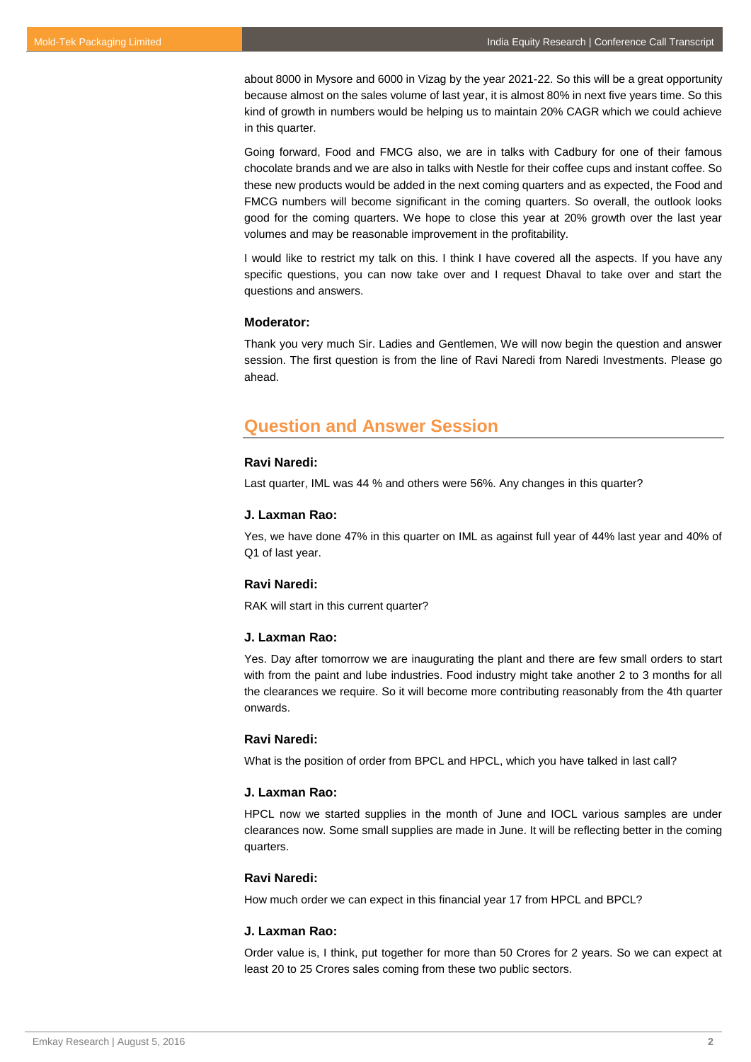about 8000 in Mysore and 6000 in Vizag by the year 2021-22. So this will be a great opportunity because almost on the sales volume of last year, it is almost 80% in next five years time. So this kind of growth in numbers would be helping us to maintain 20% CAGR which we could achieve in this quarter.

Going forward, Food and FMCG also, we are in talks with Cadbury for one of their famous chocolate brands and we are also in talks with Nestle for their coffee cups and instant coffee. So these new products would be added in the next coming quarters and as expected, the Food and FMCG numbers will become significant in the coming quarters. So overall, the outlook looks good for the coming quarters. We hope to close this year at 20% growth over the last year volumes and may be reasonable improvement in the profitability.

I would like to restrict my talk on this. I think I have covered all the aspects. If you have any specific questions, you can now take over and I request Dhaval to take over and start the questions and answers.

**Moderator:**

Thank you very much Sir. Ladies and Gentlemen, We will now begin the question and answer session. The first question is from the line of Ravi Naredi from Naredi Investments. Please go ahead.

## Question and Answer Session

**Ravi Naredi:**

Last quarter, IML was 44 % and others were 56%. Any changes in this quarter?

**J. Laxman Rao:**

Yes, we have done 47% in this quarter on IML as against full year of 44% last year and 40% of Q1 of last year.

**Ravi Naredi:**

RAK will start in this current quarter?

**J. Laxman Rao:**

Yes. Day after tomorrow we are inaugurating the plant and there are few small orders to start with from the paint and lube industries. Food industry might take another 2 to 3 months for all the clearances we require. So it will become more contributing reasonably from the 4th quarter onwards.

**Ravi Naredi:**

What is the position of order from BPCL and HPCL, which you have talked in last call?

**J. Laxman Rao:**

HPCL now we started supplies in the month of June and IOCL various samples are under clearances now. Some small supplies are made in June. It will be reflecting better in the coming quarters.

**Ravi Naredi:**

How much order we can expect in this financial year 17 from HPCL and BPCL?

**J. Laxman Rao:**

Order value is, I think, put together for more than 50 Crores for 2 years. So we can expect at least 20 to 25 Crores sales coming from these two public sectors.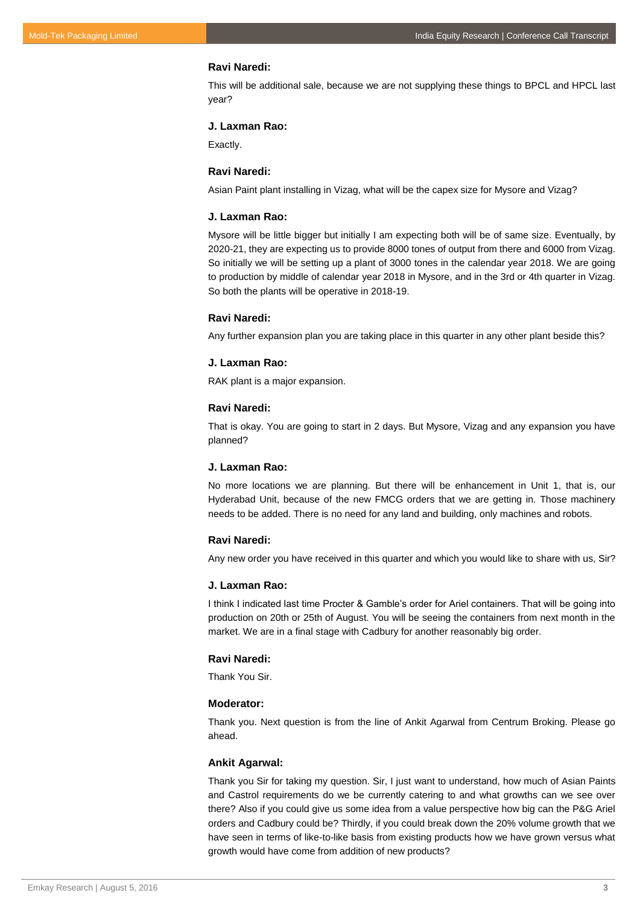**Ravi Naredi:**

This will be additional sale, because we are not supplying these things to BPCL and HPCL last year?

**J. Laxman Rao:**

Exactly.

**Ravi Naredi:**

Asian Paint plant installing in Vizag, what will be the capex size for Mysore and Vizag?

**J. Laxman Rao:**

Mysore will be little bigger but initially I am expecting both will be of same size. Eventually, by 2020-21, they are expecting us to provide 8000 tones of output from there and 6000 from Vizag. So initially we will be setting up a plant of 3000 tones in the calendar year 2018. We are going to production by middle of calendar year 2018 in Mysore, and in the 3rd or 4th quarter in Vizag. So both the plants will be operative in 2018-19.

**Ravi Naredi:**

Any further expansion plan you are taking place in this quarter in any other plant beside this?

**J. Laxman Rao:**

RAK plant is a major expansion.

**Ravi Naredi:**

That is okay. You are going to start in 2 days. But Mysore, Vizag and any expansion you have planned?

**J. Laxman Rao:**

No more locations we are planning. But there will be enhancement in Unit 1, that is, our Hyderabad Unit, because of the new FMCG orders that we are getting in. Those machinery needs to be added. There is no need for any land and building, only machines and robots.

**Ravi Naredi:**

Any new order you have received in this quarter and which you would like to share with us, Sir?

**J. Laxman Rao:**

I think I indicated last time Procter & Gamble's order for Ariel containers. That will be going into production on 20th or 25th of August. You will be seeing the containers from next month in the market. We are in a final stage with Cadbury for another reasonably big order.

**Ravi Naredi:**

Thank You Sir.

**Moderator:**

Thank you. Next question is from the line of Ankit Agarwal from Centrum Broking. Please go ahead.

**Ankit Agarwal:**

Thank you Sir for taking my question. Sir, I just want to understand, how much of Asian Paints and Castrol requirements do we be currently catering to and what growths can we see over there? Also if you could give us some idea from a value perspective how big can the P&G Ariel orders and Cadbury could be? Thirdly, if you could break down the 20% volume growth that we have seen in terms of like-to-like basis from existing products how we have grown versus what growth would have come from addition of new products?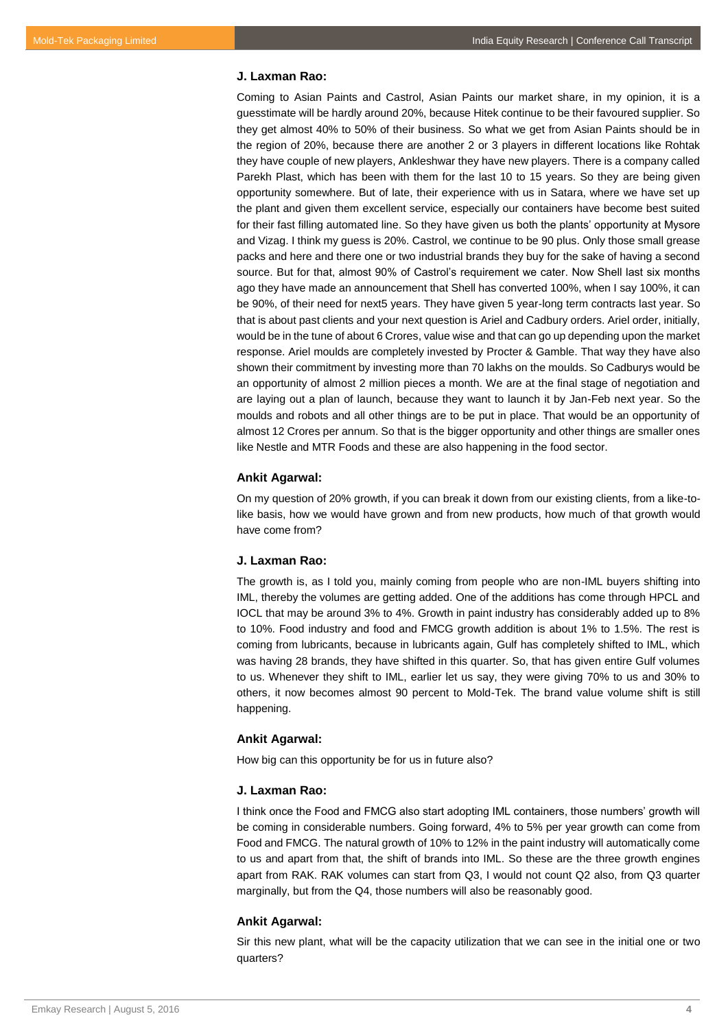**J. Laxman Rao:**

Coming to Asian Paints and Castrol, Asian Paints our market share, in my opinion, it is a guesstimate will be hardly around 20%, because Hitek continue to be their favoured supplier. So they get almost 40% to 50% of their business. So what we get from Asian Paints should be in the region of 20%, because there are another 2 or 3 players in different locations like Rohtak they have couple of new players, Ankleshwar they have new players. There is a company called Parekh Plast, which has been with them for the last 10 to 15 years. So they are being given opportunity somewhere. But of late, their experience with us in Satara, where we have set up the plant and given them excellent service, especially our containers have become best suited for their fast filling automated line. So they have given us both the plants' opportunity at Mysore and Vizag. I think my guess is 20%. Castrol, we continue to be 90 plus. Only those small grease packs and here and there one or two industrial brands they buy for the sake of having a second source. But for that, almost 90% of Castrol's requirement we cater. Now Shell last six months ago they have made an announcement that Shell has converted 100%, when I say 100%, it can be 90%, of their need for next5 years. They have given 5 year-long term contracts last year. So that is about past clients and your next question is Ariel and Cadbury orders. Ariel order, initially, would be in the tune of about 6 Crores, value wise and that can go up depending upon the market response. Ariel moulds are completely invested by Procter & Gamble. That way they have also shown their commitment by investing more than 70 lakhs on the moulds. So Cadburys would be an opportunity of almost 2 million pieces a month. We are at the final stage of negotiation and are laying out a plan of launch, because they want to launch it by Jan-Feb next year. So the moulds and robots and all other things are to be put in place. That would be an opportunity of almost 12 Crores per annum. So that is the bigger opportunity and other things are smaller ones like Nestle and MTR Foods and these are also happening in the food sector.

**Ankit Agarwal:**

On my question of 20% growth, if you can break it down from our existing clients, from a like-to-like basis, how we would have grown and from new products, how much of that growth would have come from?

**J. Laxman Rao:**

The growth is, as I told you, mainly coming from people who are non-IML buyers shifting into IML, thereby the volumes are getting added. One of the additions has come through HPCL and IOCL that may be around 3% to 4%. Growth in paint industry has considerably added up to 8% to 10%. Food industry and food and FMCG growth addition is about 1% to 1.5%. The rest is coming from lubricants, because in lubricants again, Gulf has completely shifted to IML, which was having 28 brands, they have shifted in this quarter. So, that has given entire Gulf volumes to us. Whenever they shift to IML, earlier let us say, they were giving 70% to us and 30% to others, it now becomes almost 90 percent to Mold-Tek. The brand value volume shift is still happening.

**Ankit Agarwal:**

How big can this opportunity be for us in future also?

**J. Laxman Rao:**

I think once the Food and FMCG also start adopting IML containers, those numbers' growth will be coming in considerable numbers. Going forward, 4% to 5% per year growth can come from Food and FMCG. The natural growth of 10% to 12% in the paint industry will automatically come to us and apart from that, the shift of brands into IML. So these are the three growth engines apart from RAK. RAK volumes can start from Q3, I would not count Q2 also, from Q3 quarter marginally, but from the Q4, those numbers will also be reasonably good.

**Ankit Agarwal:**

Sir this new plant, what will be the capacity utilization that we can see in the initial one or two quarters?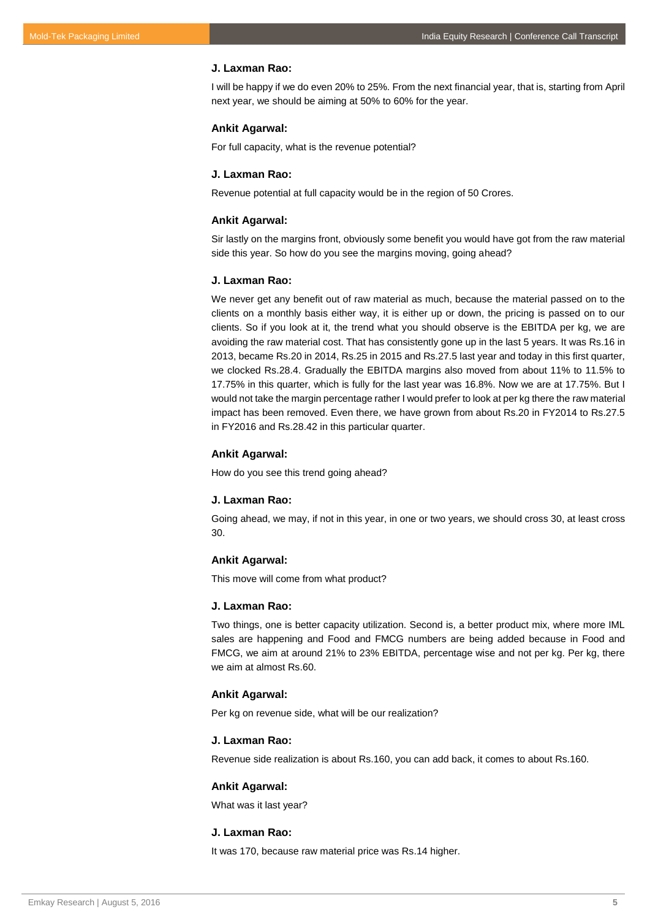**J. Laxman Rao:**

I will be happy if we do even 20% to 25%. From the next financial year, that is, starting from April next year, we should be aiming at 50% to 60% for the year.

**Ankit Agarwal:**

For full capacity, what is the revenue potential?

**J. Laxman Rao:**

Revenue potential at full capacity would be in the region of 50 Crores.

**Ankit Agarwal:**

Sir lastly on the margins front, obviously some benefit you would have got from the raw material side this year. So how do you see the margins moving, going ahead?

**J. Laxman Rao:**

We never get any benefit out of raw material as much, because the material passed on to the clients on a monthly basis either way, it is either up or down, the pricing is passed on to our clients. So if you look at it, the trend what you should observe is the EBITDA per kg, we are avoiding the raw material cost. That has consistently gone up in the last 5 years. It was Rs.16 in 2013, became Rs.20 in 2014, Rs.25 in 2015 and Rs.27.5 last year and today in this first quarter, we clocked Rs.28.4. Gradually the EBITDA margins also moved from about 11% to 11.5% to 17.75% in this quarter, which is fully for the last year was 16.8%. Now we are at 17.75%. But I would not take the margin percentage rather I would prefer to look at per kg there the raw material impact has been removed. Even there, we have grown from about Rs.20 in FY2014 to Rs.27.5 in FY2016 and Rs.28.42 in this particular quarter.

**Ankit Agarwal:**

How do you see this trend going ahead?

**J. Laxman Rao:**

Going ahead, we may, if not in this year, in one or two years, we should cross 30, at least cross 30.

**Ankit Agarwal:**

This move will come from what product?

**J. Laxman Rao:**

Two things, one is better capacity utilization. Second is, a better product mix, where more IML sales are happening and Food and FMCG numbers are being added because in Food and FMCG, we aim at around 21% to 23% EBITDA, percentage wise and not per kg. Per kg, there we aim at almost Rs.60.

**Ankit Agarwal:**

Per kg on revenue side, what will be our realization?

**J. Laxman Rao:**

Revenue side realization is about Rs.160, you can add back, it comes to about Rs.160.

**Ankit Agarwal:**

What was it last year?

**J. Laxman Rao:**

It was 170, because raw material price was Rs.14 higher.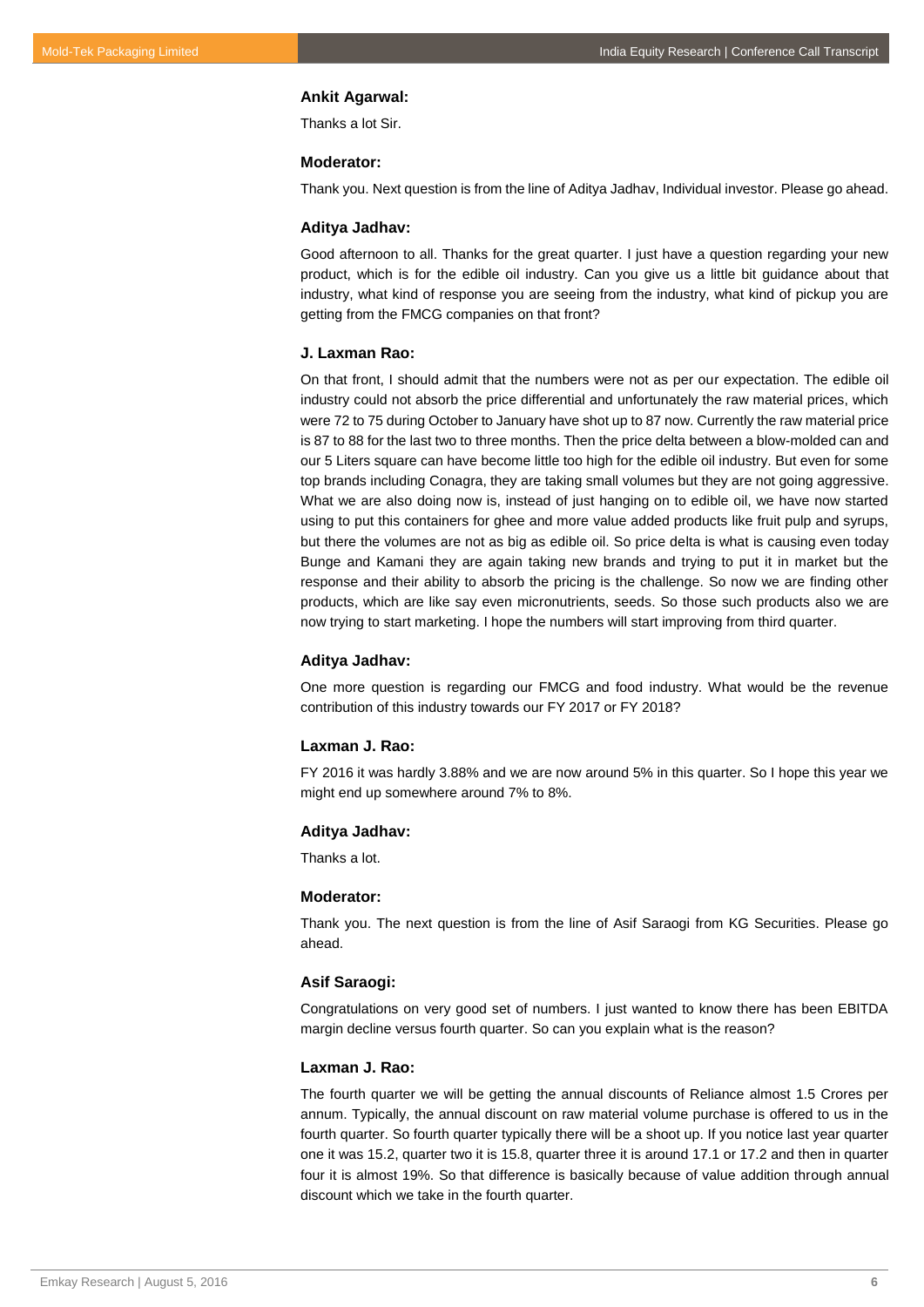**Ankit Agarwal:**

Thanks a lot Sir.

**Moderator:**

Thank you. Next question is from the line of Aditya Jadhav, Individual investor. Please go ahead.

**Aditya Jadhav:**

Good afternoon to all. Thanks for the great quarter. I just have a question regarding your new product, which is for the edible oil industry. Can you give us a little bit guidance about that industry, what kind of response you are seeing from the industry, what kind of pickup you are getting from the FMCG companies on that front?

**J. Laxman Rao:**

On that front, I should admit that the numbers were not as per our expectation. The edible oil industry could not absorb the price differential and unfortunately the raw material prices, which were 72 to 75 during October to January have shot up to 87 now. Currently the raw material price is 87 to 88 for the last two to three months. Then the price delta between a blow-molded can and our 5 Liters square can have become little too high for the edible oil industry. But even for some top brands including Conagra, they are taking small volumes but they are not going aggressive. What we are also doing now is, instead of just hanging on to edible oil, we have now started using to put this containers for ghee and more value added products like fruit pulp and syrups, but there the volumes are not as big as edible oil. So price delta is what is causing even today Bunge and Kamani they are again taking new brands and trying to put it in market but the response and their ability to absorb the pricing is the challenge. So now we are finding other products, which are like say even micronutrients, seeds. So those such products also we are now trying to start marketing. I hope the numbers will start improving from third quarter.

**Aditya Jadhav:**

One more question is regarding our FMCG and food industry. What would be the revenue contribution of this industry towards our FY 2017 or FY 2018?

**Laxman J. Rao:**

FY 2016 it was hardly 3.88% and we are now around 5% in this quarter. So I hope this year we might end up somewhere around 7% to 8%.

**Aditya Jadhav:**

Thanks a lot.

**Moderator:**

Thank you. The next question is from the line of Asif Saraogi from KG Securities. Please go ahead.

**Asif Saraogi:**

Congratulations on very good set of numbers. I just wanted to know there has been EBITDA margin decline versus fourth quarter. So can you explain what is the reason?

**Laxman J. Rao:**

The fourth quarter we will be getting the annual discounts of Reliance almost 1.5 Crores per annum. Typically, the annual discount on raw material volume purchase is offered to us in the fourth quarter. So fourth quarter typically there will be a shoot up. If you notice last year quarter one it was 15.2, quarter two it is 15.8, quarter three it is around 17.1 or 17.2 and then in quarter four it is almost 19%. So that difference is basically because of value addition through annual discount which we take in the fourth quarter.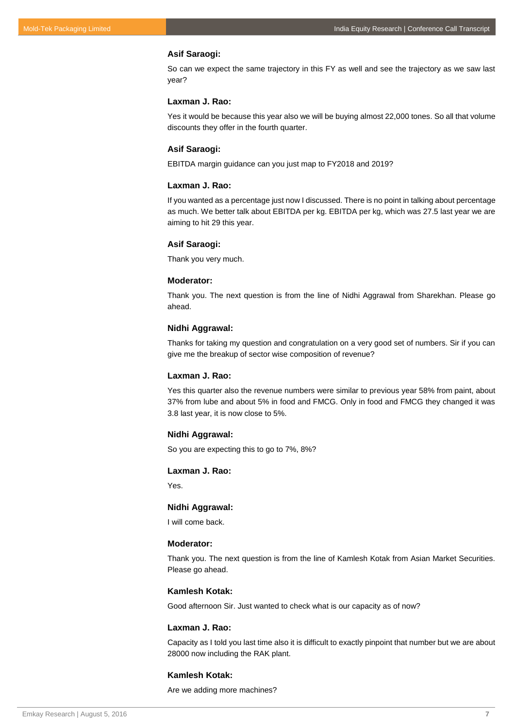**Asif Saraogi:**

So can we expect the same trajectory in this FY as well and see the trajectory as we saw last year?

**Laxman J. Rao:**

Yes it would be because this year also we will be buying almost 22,000 tones. So all that volume discounts they offer in the fourth quarter.

**Asif Saraogi:**

EBITDA margin guidance can you just map to FY2018 and 2019?

**Laxman J. Rao:**

If you wanted as a percentage just now I discussed. There is no point in talking about percentage as much. We better talk about EBITDA per kg. EBITDA per kg, which was 27.5 last year we are aiming to hit 29 this year.

**Asif Saraogi:**

Thank you very much.

**Moderator:**

Thank you. The next question is from the line of Nidhi Aggrawal from Sharekhan. Please go ahead.

**Nidhi Aggrawal:**

Thanks for taking my question and congratulation on a very good set of numbers. Sir if you can give me the breakup of sector wise composition of revenue?

**Laxman J. Rao:**

Yes this quarter also the revenue numbers were similar to previous year 58% from paint, about 37% from lube and about 5% in food and FMCG. Only in food and FMCG they changed it was 3.8 last year, it is now close to 5%.

**Nidhi Aggrawal:**

So you are expecting this to go to 7%, 8%?

**Laxman J. Rao:**

Yes.

**Nidhi Aggrawal:**

I will come back.

**Moderator:**

Thank you. The next question is from the line of Kamlesh Kotak from Asian Market Securities. Please go ahead.

**Kamlesh Kotak:**

Good afternoon Sir. Just wanted to check what is our capacity as of now?

**Laxman J. Rao:**

Capacity as I told you last time also it is difficult to exactly pinpoint that number but we are about 28000 now including the RAK plant.

**Kamlesh Kotak:**

Are we adding more machines?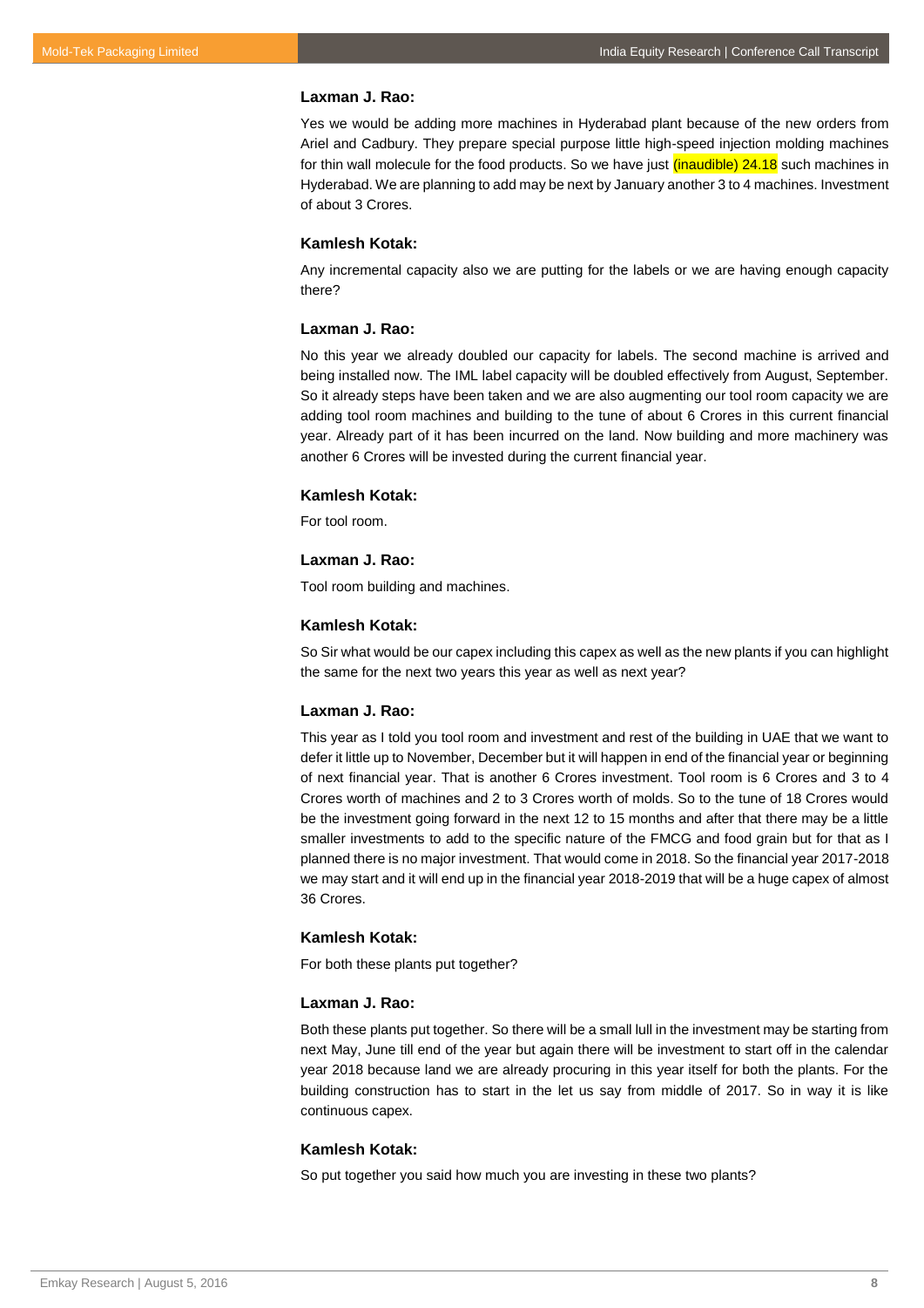**Laxman J. Rao:**

Yes we would be adding more machines in Hyderabad plant because of the new orders from Ariel and Cadbury. They prepare special purpose little high-speed injection molding machines for thin wall molecule for the food products. So we have just (inaudible) 24.18 such machines in Hyderabad. We are planning to add may be next by January another 3 to 4 machines. Investment of about 3 Crores.

**Kamlesh Kotak:**

Any incremental capacity also we are putting for the labels or we are having enough capacity there?

**Laxman J. Rao:**

No this year we already doubled our capacity for labels. The second machine is arrived and being installed now. The IML label capacity will be doubled effectively from August, September. So it already steps have been taken and we are also augmenting our tool room capacity we are adding tool room machines and building to the tune of about 6 Crores in this current financial year. Already part of it has been incurred on the land. Now building and more machinery was another 6 Crores will be invested during the current financial year.

**Kamlesh Kotak:**

For tool room.

**Laxman J. Rao:**

Tool room building and machines.

**Kamlesh Kotak:**

So Sir what would be our capex including this capex as well as the new plants if you can highlight the same for the next two years this year as well as next year?

**Laxman J. Rao:**

This year as I told you tool room and investment and rest of the building in UAE that we want to defer it little up to November, December but it will happen in end of the financial year or beginning of next financial year. That is another 6 Crores investment. Tool room is 6 Crores and 3 to 4 Crores worth of machines and 2 to 3 Crores worth of molds. So to the tune of 18 Crores would be the investment going forward in the next 12 to 15 months and after that there may be a little smaller investments to add to the specific nature of the FMCG and food grain but for that as I planned there is no major investment. That would come in 2018. So the financial year 2017-2018 we may start and it will end up in the financial year 2018-2019 that will be a huge capex of almost 36 Crores.

**Kamlesh Kotak:**

For both these plants put together?

**Laxman J. Rao:**

Both these plants put together. So there will be a small lull in the investment may be starting from next May, June till end of the year but again there will be investment to start off in the calendar year 2018 because land we are already procuring in this year itself for both the plants. For the building construction has to start in the let us say from middle of 2017. So in way it is like continuous capex.

**Kamlesh Kotak:**

So put together you said how much you are investing in these two plants?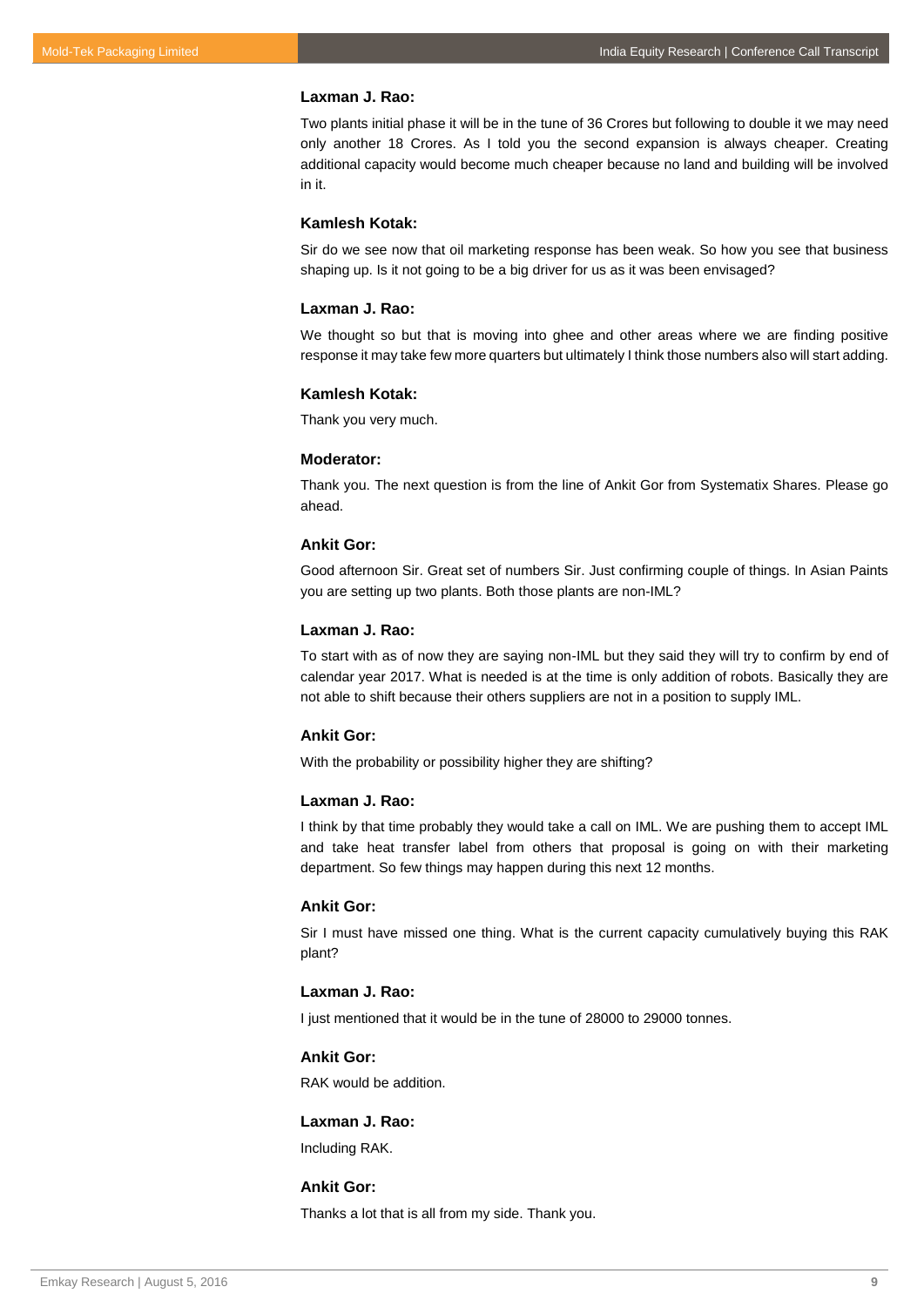**Laxman J. Rao:**

Two plants initial phase it will be in the tune of 36 Crores but following to double it we may need only another 18 Crores. As I told you the second expansion is always cheaper. Creating additional capacity would become much cheaper because no land and building will be involved in it.

**Kamlesh Kotak:**

Sir do we see now that oil marketing response has been weak. So how you see that business shaping up. Is it not going to be a big driver for us as it was been envisaged?

**Laxman J. Rao:**

We thought so but that is moving into ghee and other areas where we are finding positive response it may take few more quarters but ultimately I think those numbers also will start adding.

**Kamlesh Kotak:**

Thank you very much.

**Moderator:**

Thank you. The next question is from the line of Ankit Gor from Systematix Shares. Please go ahead.

**Ankit Gor:**

Good afternoon Sir. Great set of numbers Sir. Just confirming couple of things. In Asian Paints you are setting up two plants. Both those plants are non-IML?

**Laxman J. Rao:**

To start with as of now they are saying non-IML but they said they will try to confirm by end of calendar year 2017. What is needed is at the time is only addition of robots. Basically they are not able to shift because their others suppliers are not in a position to supply IML.

**Ankit Gor:**

With the probability or possibility higher they are shifting?

**Laxman J. Rao:**

I think by that time probably they would take a call on IML. We are pushing them to accept IML and take heat transfer label from others that proposal is going on with their marketing department. So few things may happen during this next 12 months.

**Ankit Gor:**

Sir I must have missed one thing. What is the current capacity cumulatively buying this RAK plant?

**Laxman J. Rao:**

I just mentioned that it would be in the tune of 28000 to 29000 tonnes.

**Ankit Gor:**

RAK would be addition.

**Laxman J. Rao:**

Including RAK.

**Ankit Gor:**

Thanks a lot that is all from my side. Thank you.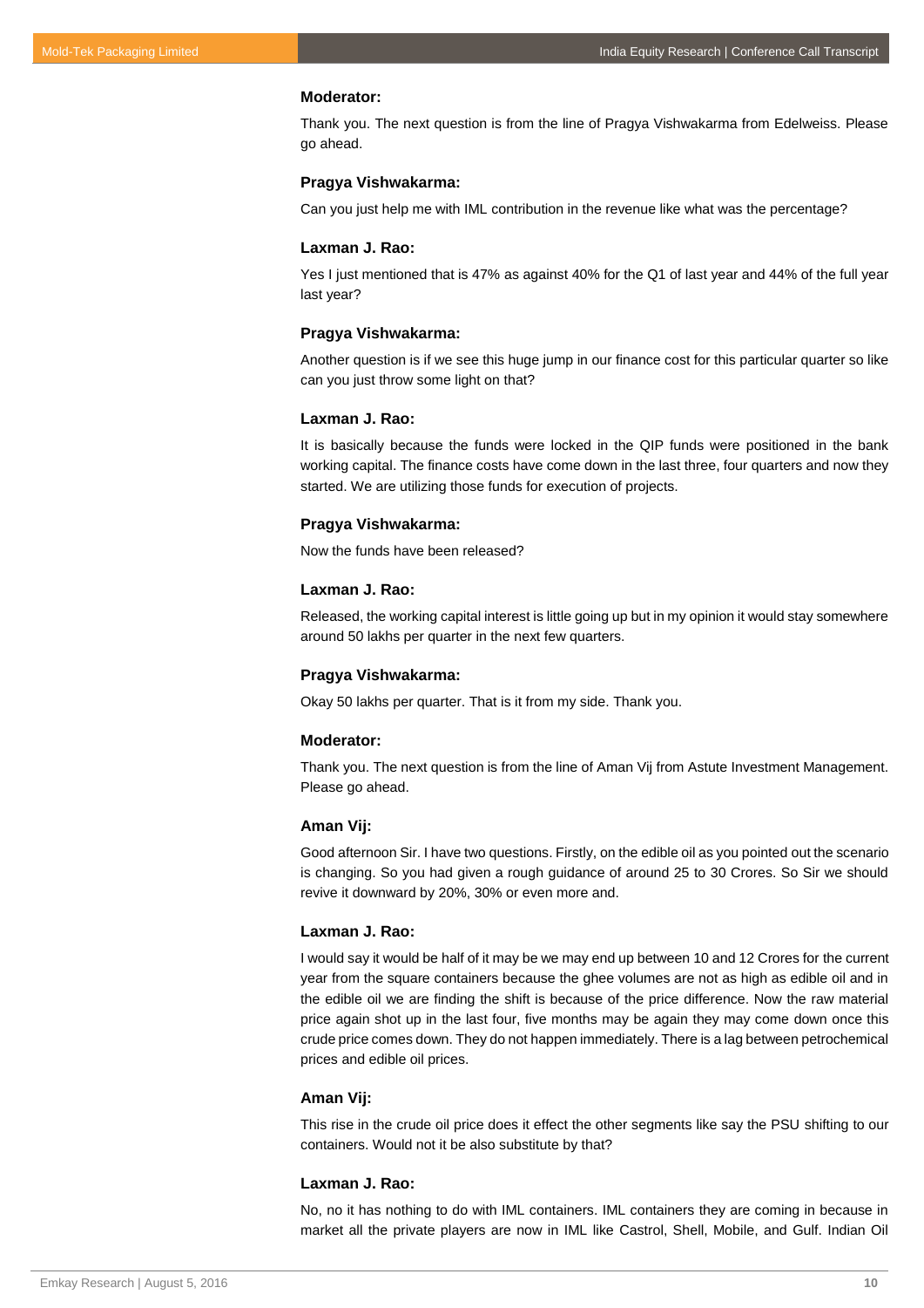**Moderator:**

Thank you. The next question is from the line of Pragya Vishwakarma from Edelweiss. Please go ahead.

**Pragya Vishwakarma:**

Can you just help me with IML contribution in the revenue like what was the percentage?

**Laxman J. Rao:**

Yes I just mentioned that is 47% as against 40% for the Q1 of last year and 44% of the full year last year?

**Pragya Vishwakarma:**

Another question is if we see this huge jump in our finance cost for this particular quarter so like can you just throw some light on that?

**Laxman J. Rao:**

It is basically because the funds were locked in the QIP funds were positioned in the bank working capital. The finance costs have come down in the last three, four quarters and now they started. We are utilizing those funds for execution of projects.

**Pragya Vishwakarma:**

Now the funds have been released?

**Laxman J. Rao:**

Released, the working capital interest is little going up but in my opinion it would stay somewhere around 50 lakhs per quarter in the next few quarters.

**Pragya Vishwakarma:**

Okay 50 lakhs per quarter. That is it from my side. Thank you.

**Moderator:**

Thank you. The next question is from the line of Aman Vij from Astute Investment Management. Please go ahead.

**Aman Vij:**

Good afternoon Sir. I have two questions. Firstly, on the edible oil as you pointed out the scenario is changing. So you had given a rough guidance of around 25 to 30 Crores. So Sir we should revive it downward by 20%, 30% or even more and.

**Laxman J. Rao:**

I would say it would be half of it may be we may end up between 10 and 12 Crores for the current year from the square containers because the ghee volumes are not as high as edible oil and in the edible oil we are finding the shift is because of the price difference. Now the raw material price again shot up in the last four, five months may be again they may come down once this crude price comes down. They do not happen immediately. There is a lag between petrochemical prices and edible oil prices.

**Aman Vij:**

This rise in the crude oil price does it effect the other segments like say the PSU shifting to our containers. Would not it be also substitute by that?

**Laxman J. Rao:**

No, no it has nothing to do with IML containers. IML containers they are coming in because in market all the private players are now in IML like Castrol, Shell, Mobile, and Gulf. Indian Oil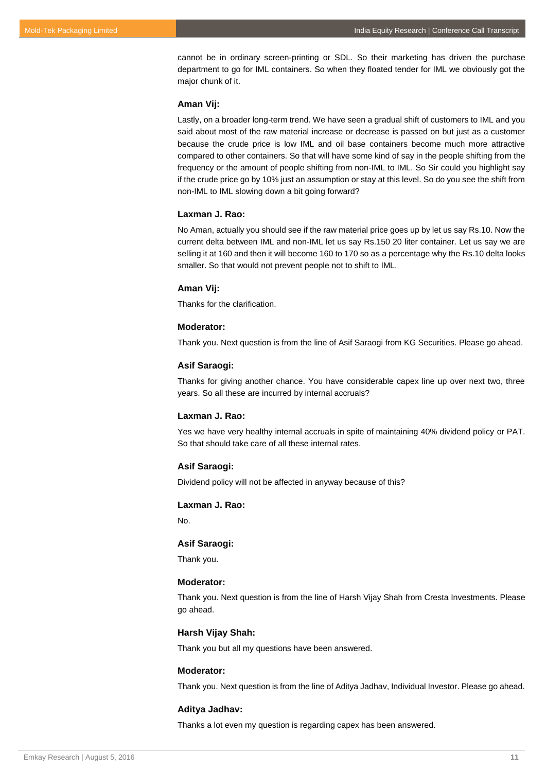cannot be in ordinary screen-printing or SDL. So their marketing has driven the purchase department to go for IML containers. So when they floated tender for IML we obviously got the major chunk of it.

**Aman Vij:**

Lastly, on a broader long-term trend. We have seen a gradual shift of customers to IML and you said about most of the raw material increase or decrease is passed on but just as a customer because the crude price is low IML and oil base containers become much more attractive compared to other containers. So that will have some kind of say in the people shifting from the frequency or the amount of people shifting from non-IML to IML. So Sir could you highlight say if the crude price go by 10% just an assumption or stay at this level. So do you see the shift from non-IML to IML slowing down a bit going forward?

**Laxman J. Rao:**

No Aman, actually you should see if the raw material price goes up by let us say Rs.10. Now the current delta between IML and non-IML let us say Rs.150 20 liter container. Let us say we are selling it at 160 and then it will become 160 to 170 so as a percentage why the Rs.10 delta looks smaller. So that would not prevent people not to shift to IML.

**Aman Vij:**

Thanks for the clarification.

**Moderator:**

Thank you. Next question is from the line of Asif Saraogi from KG Securities. Please go ahead.

**Asif Saraogi:**

Thanks for giving another chance. You have considerable capex line up over next two, three years. So all these are incurred by internal accruals?

**Laxman J. Rao:**

Yes we have very healthy internal accruals in spite of maintaining 40% dividend policy or PAT. So that should take care of all these internal rates.

**Asif Saraogi:**

Dividend policy will not be affected in anyway because of this?

**Laxman J. Rao:**

No.

**Asif Saraogi:**

Thank you.

**Moderator:**

Thank you. Next question is from the line of Harsh Vijay Shah from Cresta Investments. Please go ahead.

**Harsh Vijay Shah:**

Thank you but all my questions have been answered.

**Moderator:**

Thank you. Next question is from the line of Aditya Jadhav, Individual Investor. Please go ahead.

**Aditya Jadhav:**

Thanks a lot even my question is regarding capex has been answered.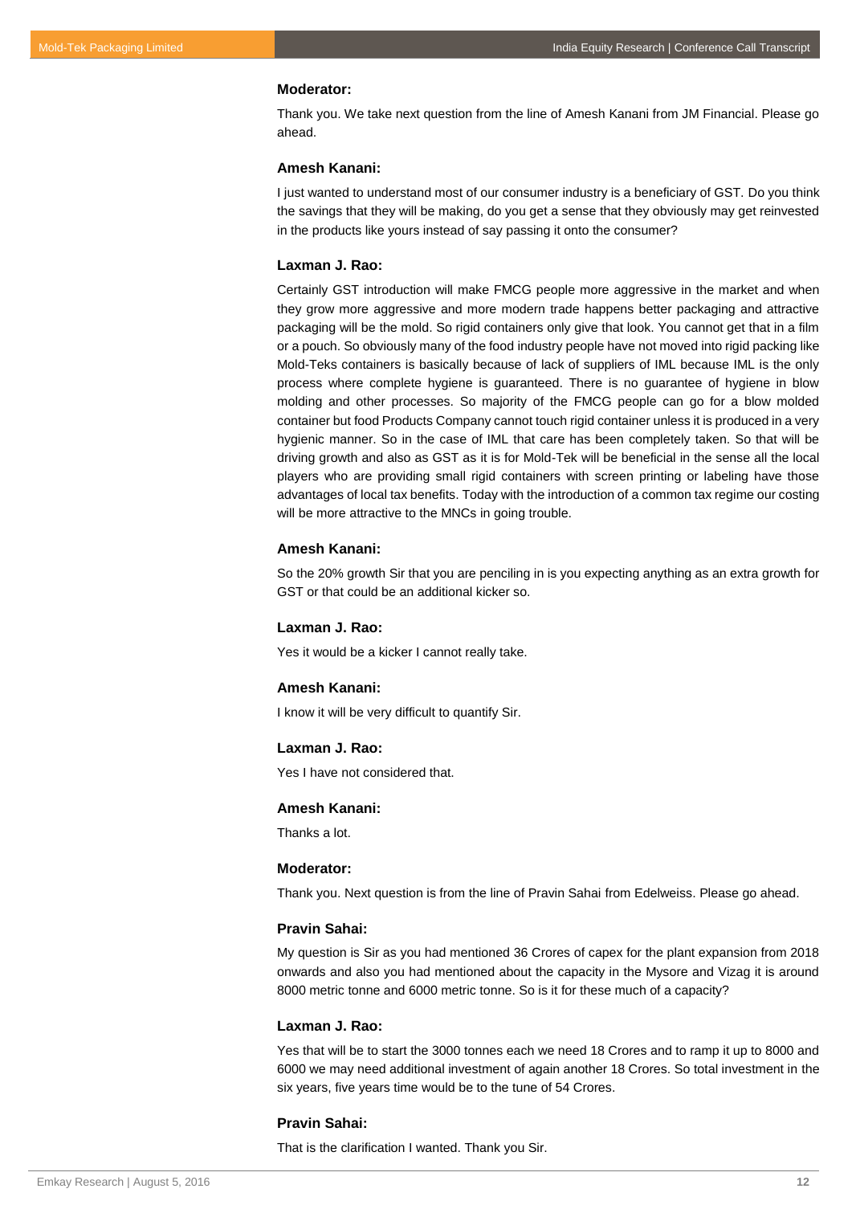**Moderator:**

Thank you. We take next question from the line of Amesh Kanani from JM Financial. Please go ahead.

**Amesh Kanani:**

I just wanted to understand most of our consumer industry is a beneficiary of GST. Do you think the savings that they will be making, do you get a sense that they obviously may get reinvested in the products like yours instead of say passing it onto the consumer?

**Laxman J. Rao:**

Certainly GST introduction will make FMCG people more aggressive in the market and when they grow more aggressive and more modern trade happens better packaging and attractive packaging will be the mold. So rigid containers only give that look. You cannot get that in a film or a pouch. So obviously many of the food industry people have not moved into rigid packing like Mold-Teks containers is basically because of lack of suppliers of IML because IML is the only process where complete hygiene is guaranteed. There is no guarantee of hygiene in blow molding and other processes. So majority of the FMCG people can go for a blow molded container but food Products Company cannot touch rigid container unless it is produced in a very hygienic manner. So in the case of IML that care has been completely taken. So that will be driving growth and also as GST as it is for Mold-Tek will be beneficial in the sense all the local players who are providing small rigid containers with screen printing or labeling have those advantages of local tax benefits. Today with the introduction of a common tax regime our costing will be more attractive to the MNCs in going trouble.

**Amesh Kanani:**

So the 20% growth Sir that you are penciling in is you expecting anything as an extra growth for GST or that could be an additional kicker so.

**Laxman J. Rao:**

Yes it would be a kicker I cannot really take.

**Amesh Kanani:**

I know it will be very difficult to quantify Sir.

**Laxman J. Rao:**

Yes I have not considered that.

**Amesh Kanani:**

Thanks a lot.

**Moderator:**

Thank you. Next question is from the line of Pravin Sahai from Edelweiss. Please go ahead.

**Pravin Sahai:**

My question is Sir as you had mentioned 36 Crores of capex for the plant expansion from 2018 onwards and also you had mentioned about the capacity in the Mysore and Vizag it is around 8000 metric tonne and 6000 metric tonne. So is it for these much of a capacity?

**Laxman J. Rao:**

Yes that will be to start the 3000 tonnes each we need 18 Crores and to ramp it up to 8000 and 6000 we may need additional investment of again another 18 Crores. So total investment in the six years, five years time would be to the tune of 54 Crores.

**Pravin Sahai:**

That is the clarification I wanted. Thank you Sir.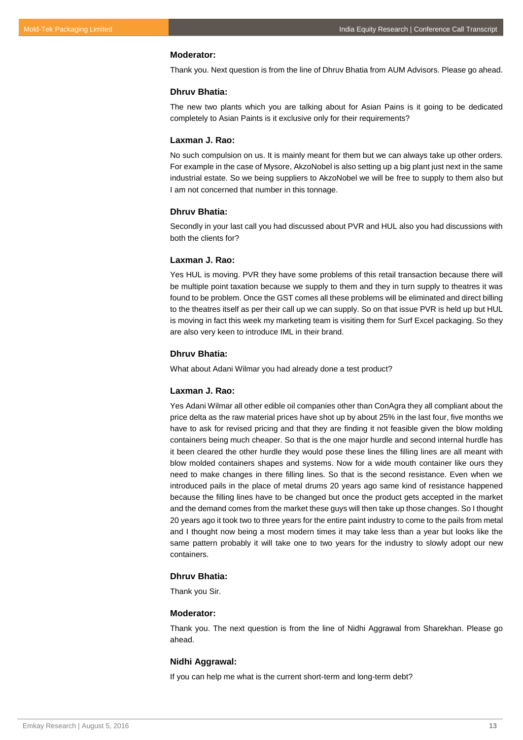**Moderator:**

Thank you. Next question is from the line of Dhruv Bhatia from AUM Advisors. Please go ahead.

**Dhruv Bhatia:**

The new two plants which you are talking about for Asian Pains is it going to be dedicated completely to Asian Paints is it exclusive only for their requirements?

**Laxman J. Rao:**

No such compulsion on us. It is mainly meant for them but we can always take up other orders. For example in the case of Mysore, AkzoNobel is also setting up a big plant just next in the same industrial estate. So we being suppliers to AkzoNobel we will be free to supply to them also but I am not concerned that number in this tonnage.

**Dhruv Bhatia:**

Secondly in your last call you had discussed about PVR and HUL also you had discussions with both the clients for?

**Laxman J. Rao:**

Yes HUL is moving. PVR they have some problems of this retail transaction because there will be multiple point taxation because we supply to them and they in turn supply to theatres it was found to be problem. Once the GST comes all these problems will be eliminated and direct billing to the theatres itself as per their call up we can supply. So on that issue PVR is held up but HUL is moving in fact this week my marketing team is visiting them for Surf Excel packaging. So they are also very keen to introduce IML in their brand.

**Dhruv Bhatia:**

What about Adani Wilmar you had already done a test product?

**Laxman J. Rao:**

Yes Adani Wilmar all other edible oil companies other than ConAgra they all compliant about the price delta as the raw material prices have shot up by about 25% in the last four, five months we have to ask for revised pricing and that they are finding it not feasible given the blow molding containers being much cheaper. So that is the one major hurdle and second internal hurdle has it been cleared the other hurdle they would pose these lines the filling lines are all meant with blow molded containers shapes and systems. Now for a wide mouth container like ours they need to make changes in there filling lines. So that is the second resistance. Even when we introduced pails in the place of metal drums 20 years ago same kind of resistance happened because the filling lines have to be changed but once the product gets accepted in the market and the demand comes from the market these guys will then take up those changes. So I thought 20 years ago it took two to three years for the entire paint industry to come to the pails from metal and I thought now being a most modern times it may take less than a year but looks like the same pattern probably it will take one to two years for the industry to slowly adopt our new containers.

**Dhruv Bhatia:**

Thank you Sir.

**Moderator:**

Thank you. The next question is from the line of Nidhi Aggrawal from Sharekhan. Please go ahead.

**Nidhi Aggrawal:**

If you can help me what is the current short-term and long-term debt?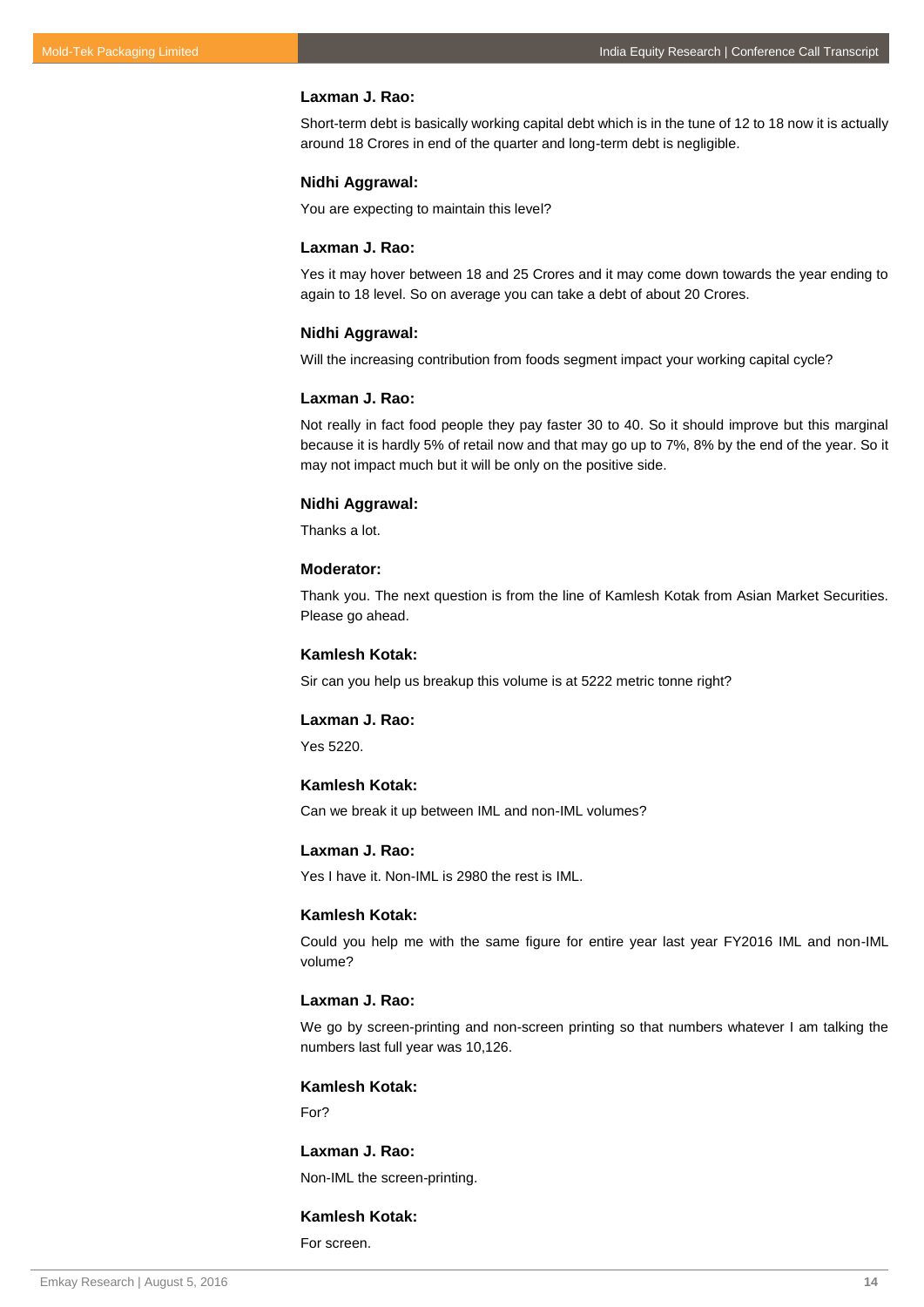**Laxman J. Rao:**

Short-term debt is basically working capital debt which is in the tune of 12 to 18 now it is actually around 18 Crores in end of the quarter and long-term debt is negligible.

**Nidhi Aggrawal:**

You are expecting to maintain this level?

**Laxman J. Rao:**

Yes it may hover between 18 and 25 Crores and it may come down towards the year ending to again to 18 level. So on average you can take a debt of about 20 Crores.

**Nidhi Aggrawal:**

Will the increasing contribution from foods segment impact your working capital cycle?

**Laxman J. Rao:**

Not really in fact food people they pay faster 30 to 40. So it should improve but this marginal because it is hardly 5% of retail now and that may go up to 7%, 8% by the end of the year. So it may not impact much but it will be only on the positive side.

**Nidhi Aggrawal:**

Thanks a lot.

**Moderator:**

Thank you. The next question is from the line of Kamlesh Kotak from Asian Market Securities. Please go ahead.

**Kamlesh Kotak:**

Sir can you help us breakup this volume is at 5222 metric tonne right?

**Laxman J. Rao:**

Yes 5220.

**Kamlesh Kotak:**

Can we break it up between IML and non-IML volumes?

**Laxman J. Rao:**

Yes I have it. Non-IML is 2980 the rest is IML.

**Kamlesh Kotak:**

Could you help me with the same figure for entire year last year FY2016 IML and non-IML volume?

**Laxman J. Rao:**

We go by screen-printing and non-screen printing so that numbers whatever I am talking the numbers last full year was 10,126.

**Kamlesh Kotak:**

For?

**Laxman J. Rao:**

Non-IML the screen-printing.

**Kamlesh Kotak:**

For screen.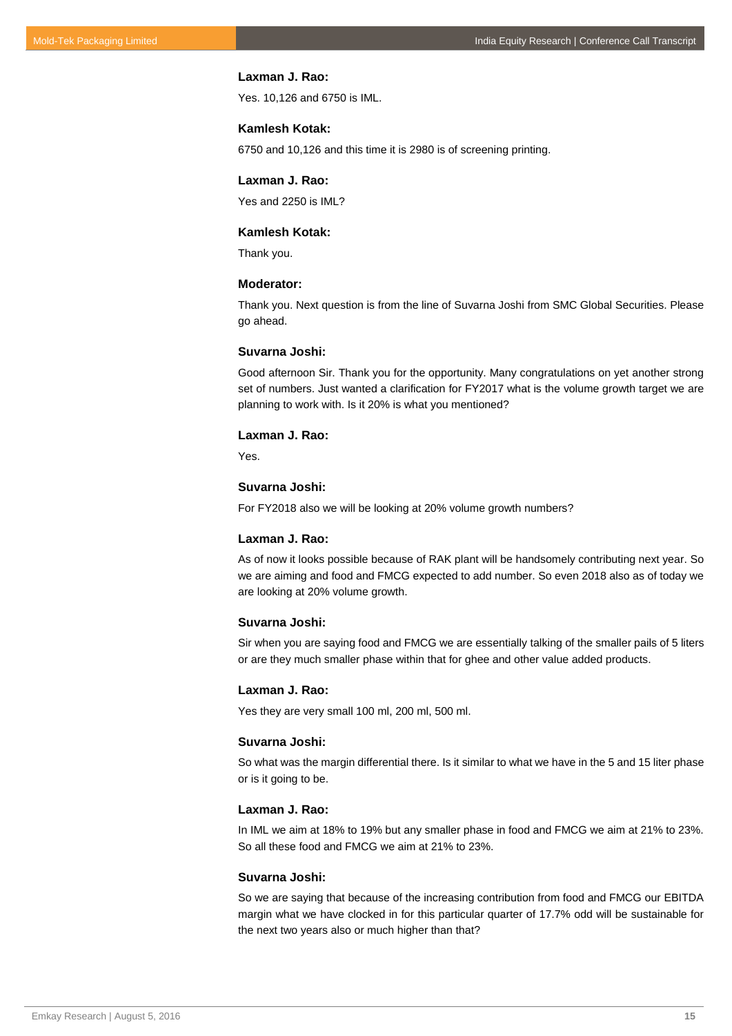**Laxman J. Rao:**

Yes. 10,126 and 6750 is IML.

**Kamlesh Kotak:**

6750 and 10,126 and this time it is 2980 is of screening printing.

**Laxman J. Rao:**

Yes and 2250 is IML?

**Kamlesh Kotak:**

Thank you.

**Moderator:**

Thank you. Next question is from the line of Suvarna Joshi from SMC Global Securities. Please go ahead.

**Suvarna Joshi:**

Good afternoon Sir. Thank you for the opportunity. Many congratulations on yet another strong set of numbers. Just wanted a clarification for FY2017 what is the volume growth target we are planning to work with. Is it 20% is what you mentioned?

**Laxman J. Rao:**

Yes.

**Suvarna Joshi:**

For FY2018 also we will be looking at 20% volume growth numbers?

**Laxman J. Rao:**

As of now it looks possible because of RAK plant will be handsomely contributing next year. So we are aiming and food and FMCG expected to add number. So even 2018 also as of today we are looking at 20% volume growth.

**Suvarna Joshi:**

Sir when you are saying food and FMCG we are essentially talking of the smaller pails of 5 liters or are they much smaller phase within that for ghee and other value added products.

**Laxman J. Rao:**

Yes they are very small 100 ml, 200 ml, 500 ml.

**Suvarna Joshi:**

So what was the margin differential there. Is it similar to what we have in the 5 and 15 liter phase or is it going to be.

**Laxman J. Rao:**

In IML we aim at 18% to 19% but any smaller phase in food and FMCG we aim at 21% to 23%. So all these food and FMCG we aim at 21% to 23%.

**Suvarna Joshi:**

So we are saying that because of the increasing contribution from food and FMCG our EBITDA margin what we have clocked in for this particular quarter of 17.7% odd will be sustainable for the next two years also or much higher than that?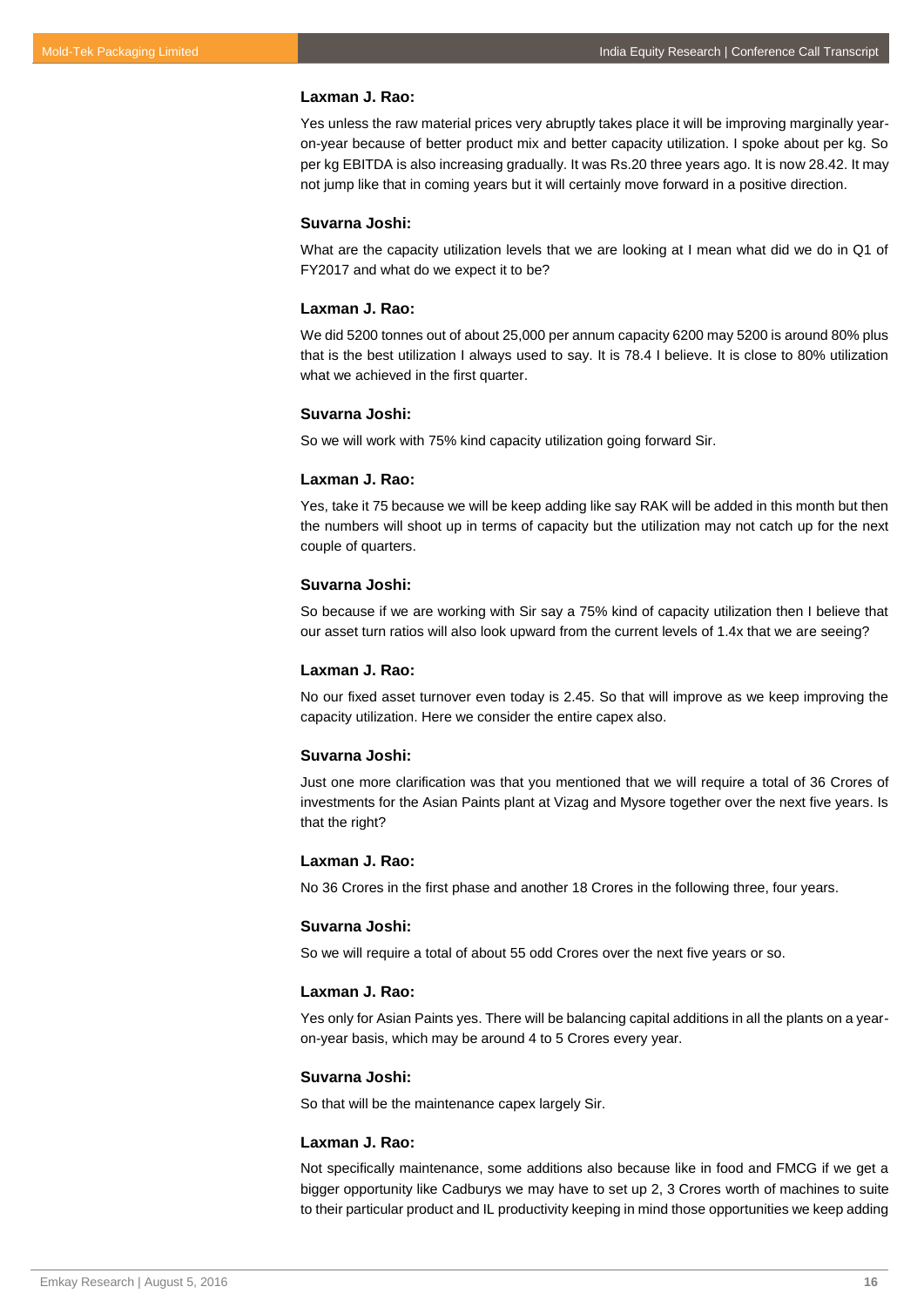**Laxman J. Rao:**

Yes unless the raw material prices very abruptly takes place it will be improving marginally year-on-year because of better product mix and better capacity utilization. I spoke about per kg. So per kg EBITDA is also increasing gradually. It was Rs.20 three years ago. It is now 28.42. It may not jump like that in coming years but it will certainly move forward in a positive direction.

**Suvarna Joshi:**

What are the capacity utilization levels that we are looking at I mean what did we do in Q1 of FY2017 and what do we expect it to be?

**Laxman J. Rao:**

We did 5200 tonnes out of about 25,000 per annum capacity 6200 may 5200 is around 80% plus that is the best utilization I always used to say. It is 78.4 I believe. It is close to 80% utilization what we achieved in the first quarter.

**Suvarna Joshi:**

So we will work with 75% kind capacity utilization going forward Sir.

**Laxman J. Rao:**

Yes, take it 75 because we will be keep adding like say RAK will be added in this month but then the numbers will shoot up in terms of capacity but the utilization may not catch up for the next couple of quarters.

**Suvarna Joshi:**

So because if we are working with Sir say a 75% kind of capacity utilization then I believe that our asset turn ratios will also look upward from the current levels of 1.4x that we are seeing?

**Laxman J. Rao:**

No our fixed asset turnover even today is 2.45. So that will improve as we keep improving the capacity utilization. Here we consider the entire capex also.

**Suvarna Joshi:**

Just one more clarification was that you mentioned that we will require a total of 36 Crores of investments for the Asian Paints plant at Vizag and Mysore together over the next five years. Is that the right?

**Laxman J. Rao:**

No 36 Crores in the first phase and another 18 Crores in the following three, four years.

**Suvarna Joshi:**

So we will require a total of about 55 odd Crores over the next five years or so.

**Laxman J. Rao:**

Yes only for Asian Paints yes. There will be balancing capital additions in all the plants on a year-on-year basis, which may be around 4 to 5 Crores every year.

**Suvarna Joshi:**

So that will be the maintenance capex largely Sir.

**Laxman J. Rao:**

Not specifically maintenance, some additions also because like in food and FMCG if we get a bigger opportunity like Cadburys we may have to set up 2, 3 Crores worth of machines to suite to their particular product and IL productivity keeping in mind those opportunities we keep adding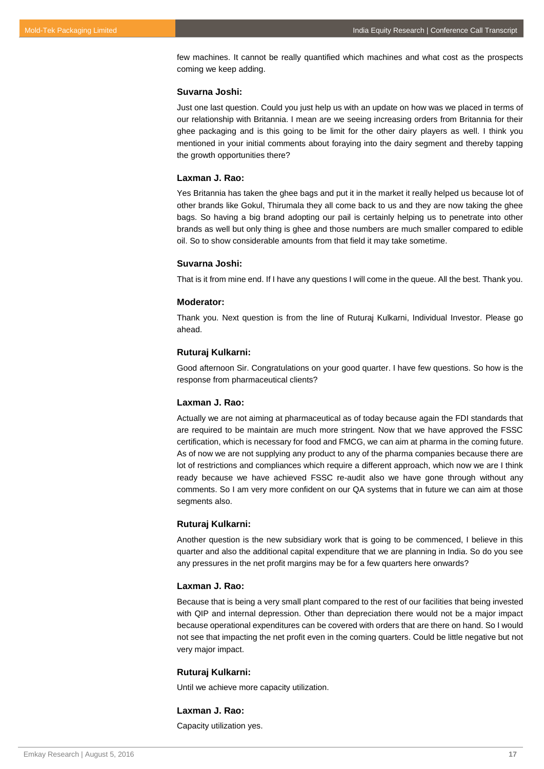few machines. It cannot be really quantified which machines and what cost as the prospects coming we keep adding.

**Suvarna Joshi:**

Just one last question. Could you just help us with an update on how was we placed in terms of our relationship with Britannia. I mean are we seeing increasing orders from Britannia for their ghee packaging and is this going to be limit for the other dairy players as well. I think you mentioned in your initial comments about foraying into the dairy segment and thereby tapping the growth opportunities there?

**Laxman J. Rao:**

Yes Britannia has taken the ghee bags and put it in the market it really helped us because lot of other brands like Gokul, Thirumala they all come back to us and they are now taking the ghee bags. So having a big brand adopting our pail is certainly helping us to penetrate into other brands as well but only thing is ghee and those numbers are much smaller compared to edible oil. So to show considerable amounts from that field it may take sometime.

**Suvarna Joshi:**

That is it from mine end. If I have any questions I will come in the queue. All the best. Thank you.

**Moderator:**

Thank you. Next question is from the line of Ruturaj Kulkarni, Individual Investor. Please go ahead.

**Ruturaj Kulkarni:**

Good afternoon Sir. Congratulations on your good quarter. I have few questions. So how is the response from pharmaceutical clients?

**Laxman J. Rao:**

Actually we are not aiming at pharmaceutical as of today because again the FDI standards that are required to be maintain are much more stringent. Now that we have approved the FSSC certification, which is necessary for food and FMCG, we can aim at pharma in the coming future. As of now we are not supplying any product to any of the pharma companies because there are lot of restrictions and compliances which require a different approach, which now we are I think ready because we have achieved FSSC re-audit also we have gone through without any comments. So I am very more confident on our QA systems that in future we can aim at those segments also.

**Ruturaj Kulkarni:**

Another question is the new subsidiary work that is going to be commenced, I believe in this quarter and also the additional capital expenditure that we are planning in India. So do you see any pressures in the net profit margins may be for a few quarters here onwards?

**Laxman J. Rao:**

Because that is being a very small plant compared to the rest of our facilities that being invested with QIP and internal depression. Other than depreciation there would not be a major impact because operational expenditures can be covered with orders that are there on hand. So I would not see that impacting the net profit even in the coming quarters. Could be little negative but not very major impact.

**Ruturaj Kulkarni:**

Until we achieve more capacity utilization.

**Laxman J. Rao:**

Capacity utilization yes.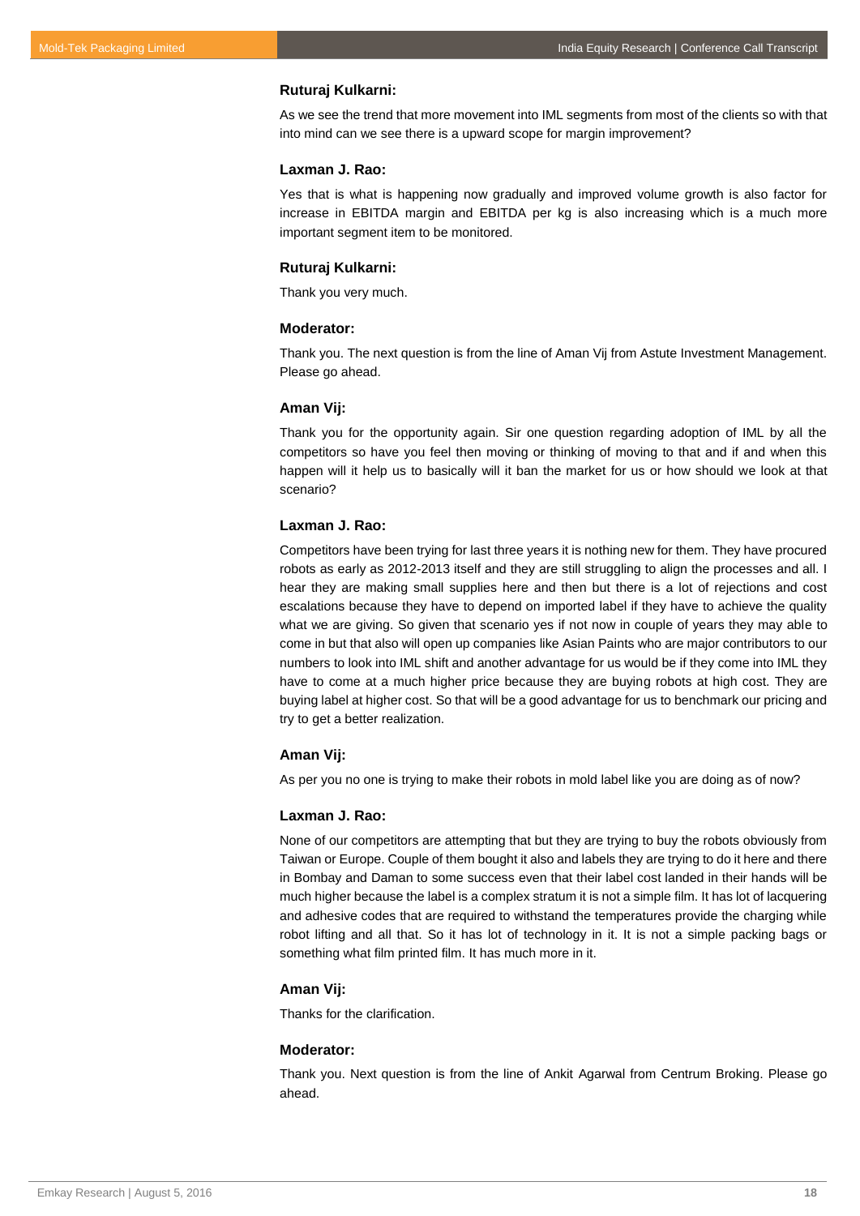**Ruturaj Kulkarni:**

As we see the trend that more movement into IML segments from most of the clients so with that into mind can we see there is a upward scope for margin improvement?

**Laxman J. Rao:**

Yes that is what is happening now gradually and improved volume growth is also factor for increase in EBITDA margin and EBITDA per kg is also increasing which is a much more important segment item to be monitored.

**Ruturaj Kulkarni:**

Thank you very much.

**Moderator:**

Thank you. The next question is from the line of Aman Vij from Astute Investment Management. Please go ahead.

**Aman Vij:**

Thank you for the opportunity again. Sir one question regarding adoption of IML by all the competitors so have you feel then moving or thinking of moving to that and if and when this happen will it help us to basically will it ban the market for us or how should we look at that scenario?

**Laxman J. Rao:**

Competitors have been trying for last three years it is nothing new for them. They have procured robots as early as 2012-2013 itself and they are still struggling to align the processes and all. I hear they are making small supplies here and then but there is a lot of rejections and cost escalations because they have to depend on imported label if they have to achieve the quality what we are giving. So given that scenario yes if not now in couple of years they may able to come in but that also will open up companies like Asian Paints who are major contributors to our numbers to look into IML shift and another advantage for us would be if they come into IML they have to come at a much higher price because they are buying robots at high cost. They are buying label at higher cost. So that will be a good advantage for us to benchmark our pricing and try to get a better realization.

**Aman Vij:**

As per you no one is trying to make their robots in mold label like you are doing as of now?

**Laxman J. Rao:**

None of our competitors are attempting that but they are trying to buy the robots obviously from Taiwan or Europe. Couple of them bought it also and labels they are trying to do it here and there in Bombay and Daman to some success even that their label cost landed in their hands will be much higher because the label is a complex stratum it is not a simple film. It has lot of lacquering and adhesive codes that are required to withstand the temperatures provide the charging while robot lifting and all that. So it has lot of technology in it. It is not a simple packing bags or something what film printed film. It has much more in it.

**Aman Vij:**

Thanks for the clarification.

**Moderator:**

Thank you. Next question is from the line of Ankit Agarwal from Centrum Broking. Please go ahead.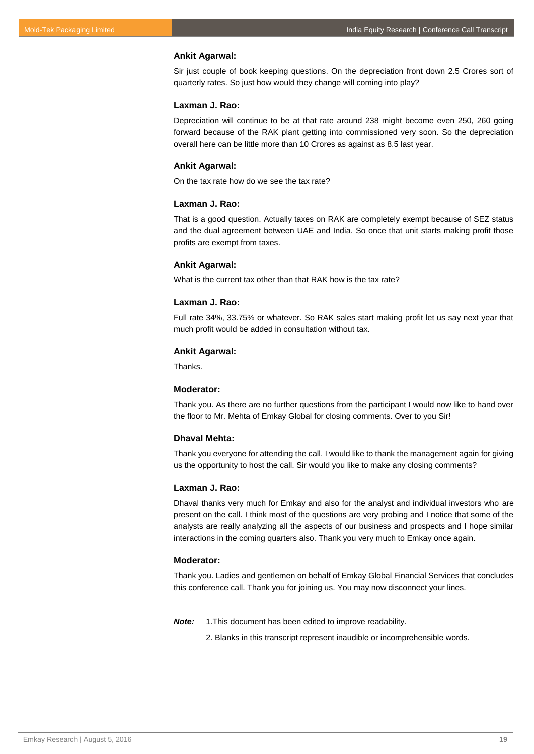**Ankit Agarwal:**

Sir just couple of book keeping questions. On the depreciation front down 2.5 Crores sort of quarterly rates. So just how would they change will coming into play?

**Laxman J. Rao:**

Depreciation will continue to be at that rate around 238 might become even 250, 260 going forward because of the RAK plant getting into commissioned very soon. So the depreciation overall here can be little more than 10 Crores as against as 8.5 last year.

**Ankit Agarwal:**

On the tax rate how do we see the tax rate?

**Laxman J. Rao:**

That is a good question. Actually taxes on RAK are completely exempt because of SEZ status and the dual agreement between UAE and India. So once that unit starts making profit those profits are exempt from taxes.

**Ankit Agarwal:**

What is the current tax other than that RAK how is the tax rate?

**Laxman J. Rao:**

Full rate 34%, 33.75% or whatever. So RAK sales start making profit let us say next year that much profit would be added in consultation without tax.

**Ankit Agarwal:**

Thanks.

**Moderator:**

Thank you. As there are no further questions from the participant I would now like to hand over the floor to Mr. Mehta of Emkay Global for closing comments. Over to you Sir!

**Dhaval Mehta:**

Thank you everyone for attending the call. I would like to thank the management again for giving us the opportunity to host the call. Sir would you like to make any closing comments?

**Laxman J. Rao:**

Dhaval thanks very much for Emkay and also for the analyst and individual investors who are present on the call. I think most of the questions are very probing and I notice that some of the analysts are really analyzing all the aspects of our business and prospects and I hope similar interactions in the coming quarters also. Thank you very much to Emkay once again.

**Moderator:**

Thank you. Ladies and gentlemen on behalf of Emkay Global Financial Services that concludes this conference call. Thank you for joining us. You may now disconnect your lines.

---

***Note:*** 1.This document has been edited to improve readability.

2. Blanks in this transcript represent inaudible or incomprehensible words.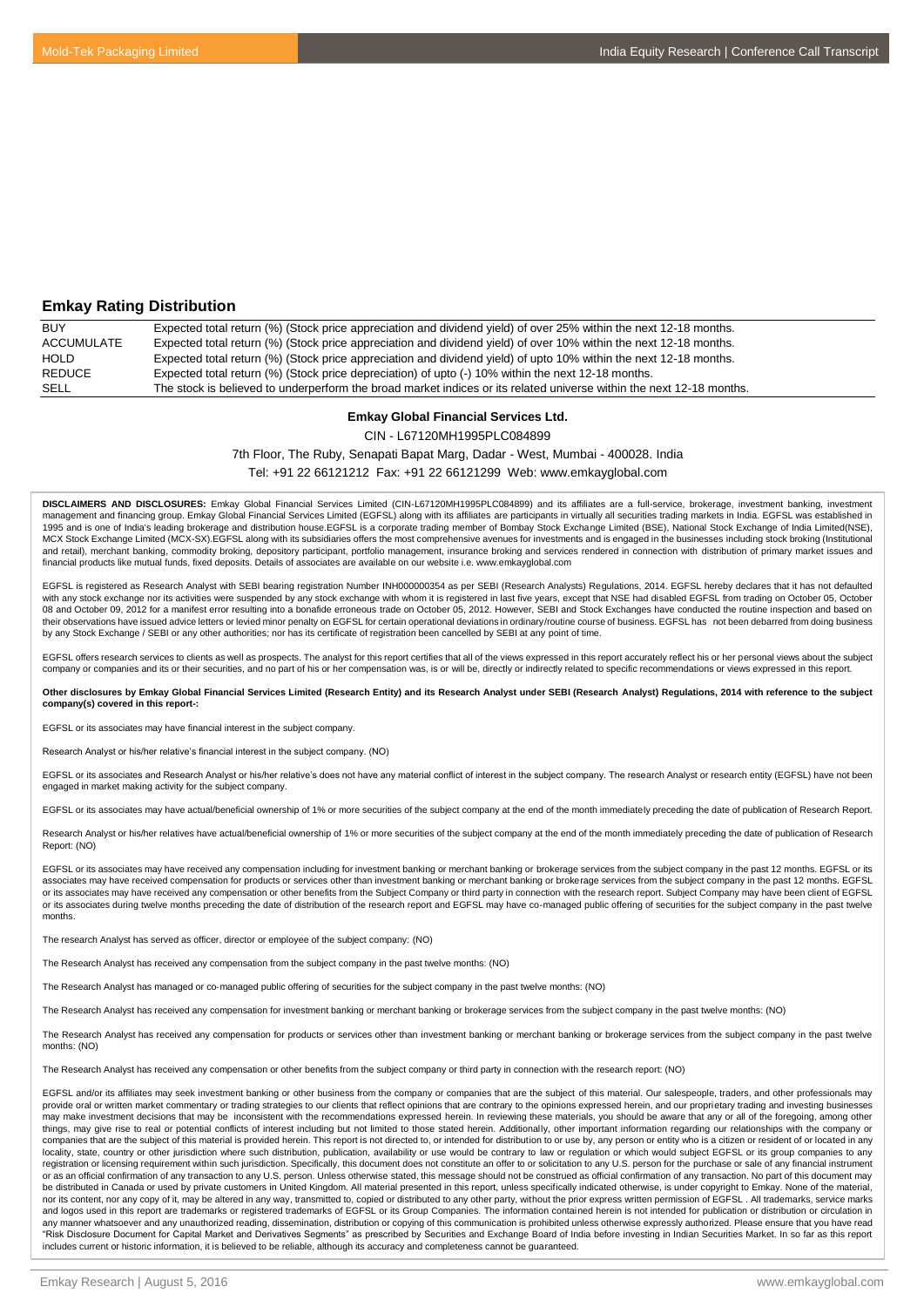## Emkay Rating Distribution

| | |
|---|---|
| BUY | Expected total return (%) (Stock price appreciation and dividend yield) of over 25% within the next 12-18 months. |
| ACCUMULATE | Expected total return (%) (Stock price appreciation and dividend yield) of over 10% within the next 12-18 months. |
| HOLD | Expected total return (%) (Stock price appreciation and dividend yield) of upto 10% within the next 12-18 months. |
| REDUCE | Expected total return (%) (Stock price depreciation) of upto (-) 10% within the next 12-18 months. |
| SELL | The stock is believed to underperform the broad market indices or its related universe within the next 12-18 months. |

**Emkay Global Financial Services Ltd.**

CIN - L67120MH1995PLC084899

7th Floor, The Ruby, Senapati Bapat Marg, Dadar - West, Mumbai - 400028. India

Tel: +91 22 66121212 Fax: +91 22 66121299 Web: www.emkayglobal.com

**DISCLAIMERS AND DISCLOSURES:** Emkay Global Financial Services Limited (CIN-L67120MH1995PLC084899) and its affiliates are a full-service, brokerage, investment banking, investment management and financing group. Emkay Global Financial Services Limited (EGFSL) along with its affiliates are participants in virtually all securities trading markets in India. EGFSL was established in 1995 and is one of India's leading brokerage and distribution house.EGFSL is a corporate trading member of Bombay Stock Exchange Limited (BSE), National Stock Exchange of India Limited(NSE), MCX Stock Exchange Limited (MCX-SX).EGFSL along with its subsidiaries offers the most comprehensive avenues for investments and is engaged in the businesses including stock broking (Institutional and retail), merchant banking, commodity broking, depository participant, portfolio management, insurance broking and services rendered in connection with distribution of primary market issues and financial products like mutual funds, fixed deposits. Details of associates are available on our website i.e. www.emkayglobal.com

EGFSL is registered as Research Analyst with SEBI bearing registration Number INH000000354 as per SEBI (Research Analysts) Regulations, 2014. EGFSL hereby declares that it has not defaulted with any stock exchange nor its activities were suspended by any stock exchange with whom it is registered in last five years, except that NSE had disabled EGFSL from trading on October 05, October 08 and October 09, 2012 for a manifest error resulting into a bonafide erroneous trade on October 05, 2012. However, SEBI and Stock Exchanges have conducted the routine inspection and based on their observations have issued advice letters or levied minor penalty on EGFSL for certain operational deviations in ordinary/routine course of business. EGFSL has not been debarred from doing business by any Stock Exchange / SEBI or any other authorities; nor has its certificate of registration been cancelled by SEBI at any point of time.

EGFSL offers research services to clients as well as prospects. The analyst for this report certifies that all of the views expressed in this report accurately reflect his or her personal views about the subject company or companies and its or their securities, and no part of his or her compensation was, is or will be, directly or indirectly related to specific recommendations or views expressed in this report.

**Other disclosures by Emkay Global Financial Services Limited (Research Entity) and its Research Analyst under SEBI (Research Analyst) Regulations, 2014 with reference to the subject company(s) covered in this report-:**

EGFSL or its associates may have financial interest in the subject company.

Research Analyst or his/her relative's financial interest in the subject company. (NO)

EGFSL or its associates and Research Analyst or his/her relative's does not have any material conflict of interest in the subject company. The research Analyst or research entity (EGFSL) have not been engaged in market making activity for the subject company.

EGFSL or its associates may have actual/beneficial ownership of 1% or more securities of the subject company at the end of the month immediately preceding the date of publication of Research Report.

Research Analyst or his/her relatives have actual/beneficial ownership of 1% or more securities of the subject company at the end of the month immediately preceding the date of publication of Research Report: (NO)

EGFSL or its associates may have received any compensation including for investment banking or merchant banking or brokerage services from the subject company in the past 12 months. EGFSL or its associates may have received compensation for products or services other than investment banking or merchant banking or brokerage services from the subject company in the past 12 months. EGFSL or its associates may have received any compensation or other benefits from the Subject Company or third party in connection with the research report. Subject Company may have been client of EGFSL or its associates during twelve months preceding the date of distribution of the research report and EGFSL may have co-managed public offering of securities for the subject company in the past twelve months.

The research Analyst has served as officer, director or employee of the subject company: (NO)

The Research Analyst has received any compensation from the subject company in the past twelve months: (NO)

The Research Analyst has managed or co-managed public offering of securities for the subject company in the past twelve months: (NO)

The Research Analyst has received any compensation for investment banking or merchant banking or brokerage services from the subject company in the past twelve months: (NO)

The Research Analyst has received any compensation for products or services other than investment banking or merchant banking or brokerage services from the subject company in the past twelve months: (NO)

The Research Analyst has received any compensation or other benefits from the subject company or third party in connection with the research report: (NO)

EGFSL and/or its affiliates may seek investment banking or other business from the company or companies that are the subject of this material. Our salespeople, traders, and other professionals may provide oral or written market commentary or trading strategies to our clients that reflect opinions that are contrary to the opinions expressed herein, and our proprietary trading and investing businesses may make investment decisions that may be inconsistent with the recommendations expressed herein. In reviewing these materials, you should be aware that any or all of the foregoing, among other things, may give rise to real or potential conflicts of interest including but not limited to those stated herein. Additionally, other important information regarding our relationships with the company or companies that are the subject of this material is provided herein. This report is not directed to, or intended for distribution to or use by, any person or entity who is a citizen or resident of or located in any locality, state, country or other jurisdiction where such distribution, publication, availability or use would be contrary to law or regulation or which would subject EGFSL or its group companies to any registration or licensing requirement within such jurisdiction. Specifically, this document does not constitute an offer to or solicitation to any U.S. person for the purchase or sale of any financial instrument or as an official confirmation of any transaction to any U.S. person. Unless otherwise stated, this message should not be construed as official confirmation of any transaction. No part of this document may be distributed in Canada or used by private customers in United Kingdom. All material presented in this report, unless specifically indicated otherwise, is under copyright to Emkay. None of the material, nor its content, nor any copy of it, may be altered in any way, transmitted to, copied or distributed to any other party, without the prior express written permission of EGFSL . All trademarks, service marks and logos used in this report are trademarks or registered trademarks of EGFSL or its Group Companies. The information contained herein is not intended for publication or distribution or circulation in any manner whatsoever and any unauthorized reading, dissemination, distribution or copying of this communication is prohibited unless otherwise expressly authorized. Please ensure that you have read "Risk Disclosure Document for Capital Market and Derivatives Segments" as prescribed by Securities and Exchange Board of India before investing in Indian Securities Market. In so far as this report includes current or historic information, it is believed to be reliable, although its accuracy and completeness cannot be guaranteed.